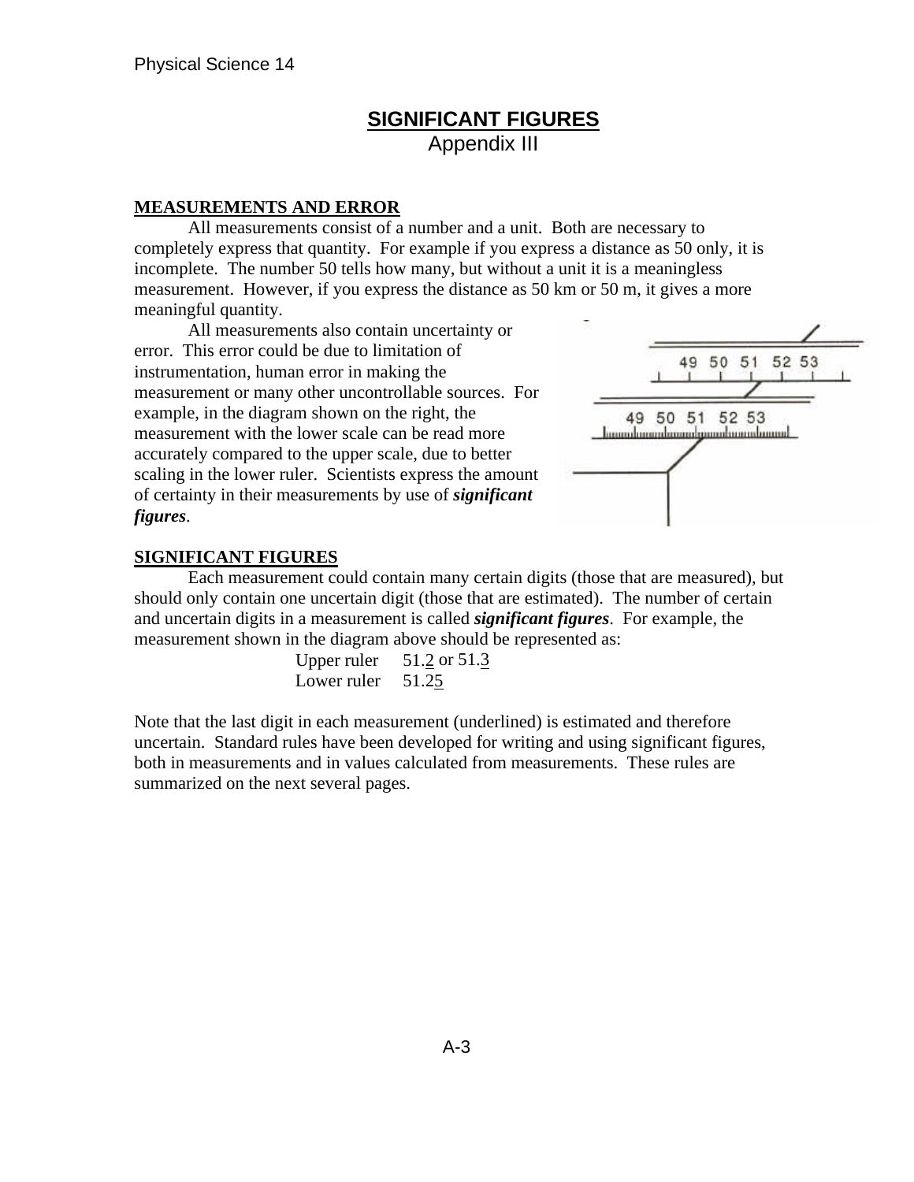# SIGNIFICANT FIGURES

Appendix III

## MEASUREMENTS AND ERROR

All measurements consist of a number and a unit. Both are necessary to completely express that quantity. For example if you express a distance as 50 only, it is incomplete. The number 50 tells how many, but without a unit it is a meaningless measurement. However, if you express the distance as 50 km or 50 m, it gives a more meaningful quantity.

All measurements also contain uncertainty or error. This error could be due to limitation of instrumentation, human error in making the measurement or many other uncontrollable sources. For example, in the diagram shown on the right, the measurement with the lower scale can be read more accurately compared to the upper scale, due to better scaling in the lower ruler. Scientists express the amount of certainty in their measurements by use of ***significant figures***.

## SIGNIFICANT FIGURES

Each measurement could contain many certain digits (those that are measured), but should only contain one uncertain digit (those that are estimated). The number of certain and uncertain digits in a measurement is called ***significant figures***. For example, the measurement shown in the diagram above should be represented as:

Upper ruler 51.<u>2</u> or 51.<u>3</u>
Lower ruler 51.2<u>5</u>

Note that the last digit in each measurement (underlined) is estimated and therefore uncertain. Standard rules have been developed for writing and using significant figures, both in measurements and in values calculated from measurements. These rules are summarized on the next several pages.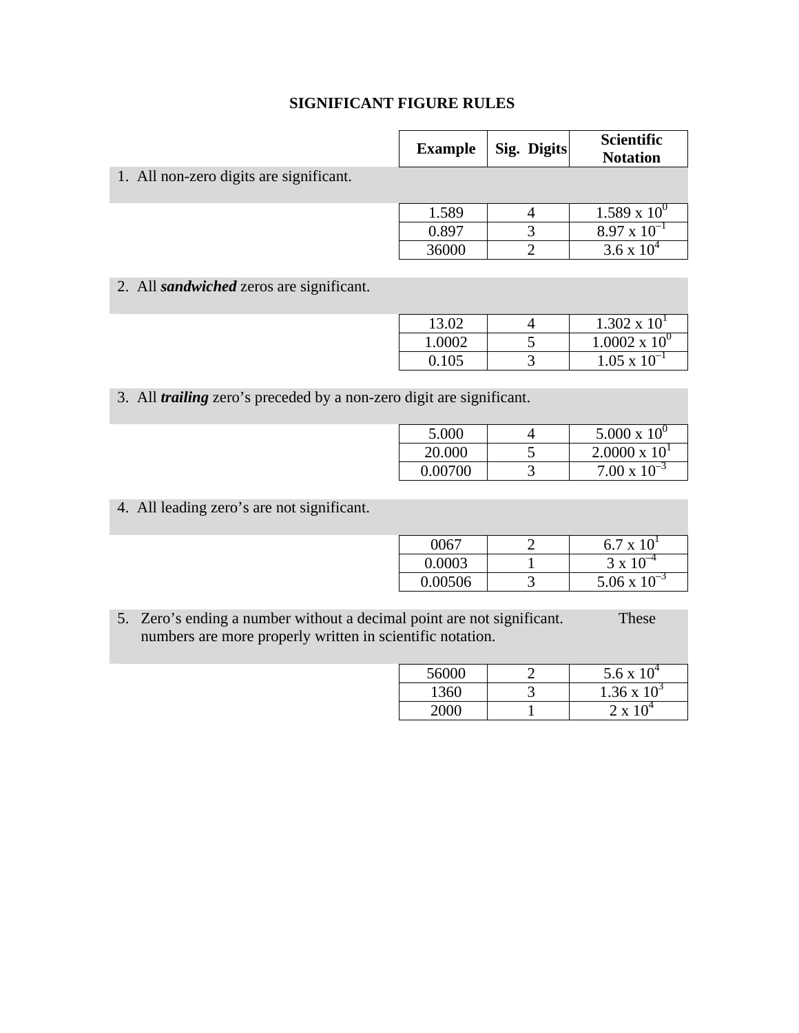# SIGNIFICANT FIGURE RULES

| Example | Sig. Digits | Scientific Notation |
|---|---|---|
| **1. All non-zero digits are significant.** | | |
| 1.589 | 4 | $1.589 \times 10^{0}$ |
| 0.897 | 3 | $8.97 \times 10^{-1}$ |
| 36000 | 2 | $3.6 \times 10^{4}$ |
| **2. All *sandwiched* zeros are significant.** | | |
| 13.02 | 4 | $1.302 \times 10^{1}$ |
| 1.0002 | 5 | $1.0002 \times 10^{0}$ |
| 0.105 | 3 | $1.05 \times 10^{-1}$ |
| **3. All *trailing* zero's preceded by a non-zero digit are significant.** | | |
| 5.000 | 4 | $5.000 \times 10^{0}$ |
| 20.000 | 5 | $2.0000 \times 10^{1}$ |
| 0.00700 | 3 | $7.00 \times 10^{-3}$ |
| **4. All leading zero's are not significant.** | | |
| 0067 | 2 | $6.7 \times 10^{1}$ |
| 0.0003 | 1 | $3 \times 10^{-4}$ |
| 0.00506 | 3 | $5.06 \times 10^{-3}$ |
| **5. Zero's ending a number without a decimal point are not significant. These numbers are more properly written in scientific notation.** | | |
| 56000 | 2 | $5.6 \times 10^{4}$ |
| 1360 | 3 | $1.36 \times 10^{3}$ |
| 2000 | 1 | $2 \times 10^{4}$ |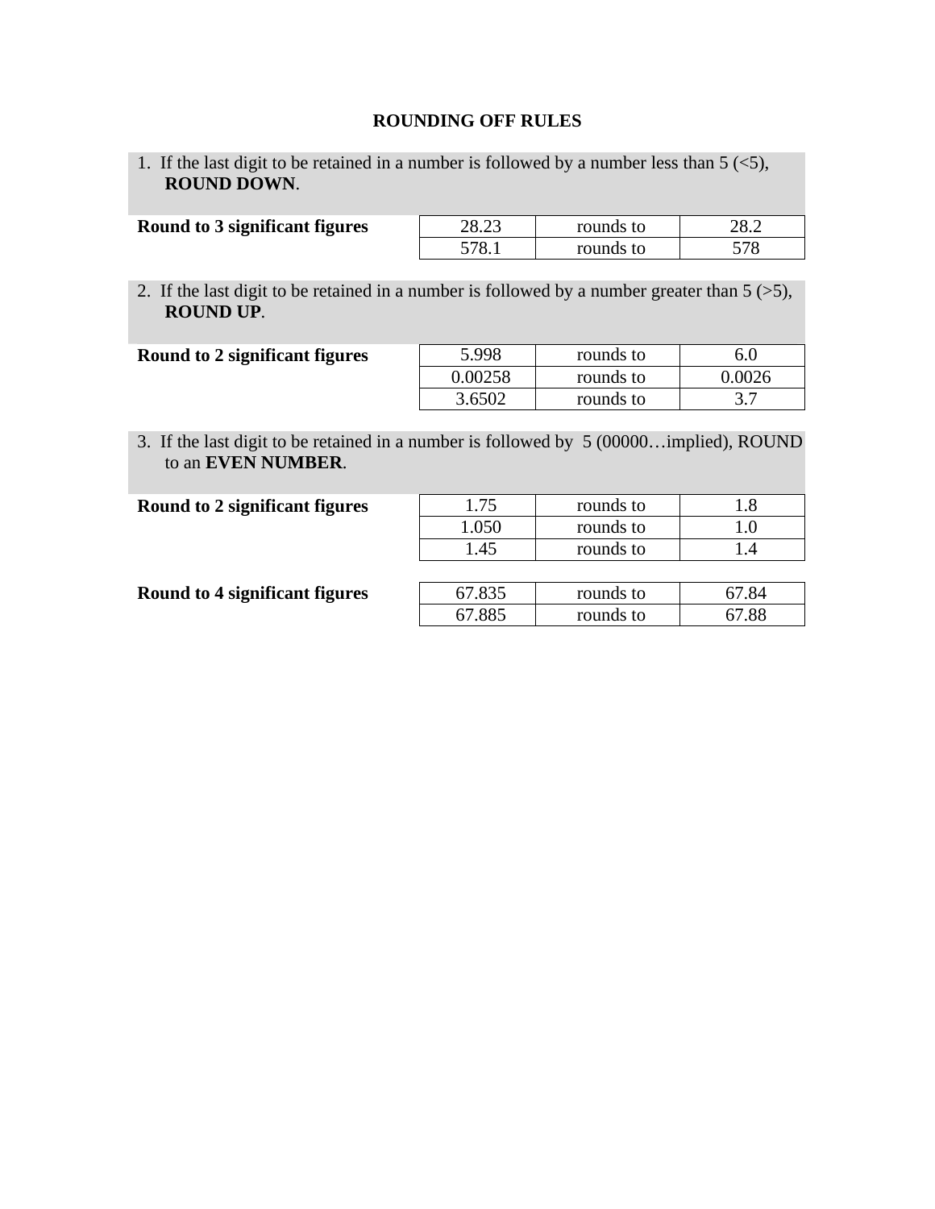# ROUNDING OFF RULES

1. If the last digit to be retained in a number is followed by a number less than 5 (<5), **ROUND DOWN**.

**Round to 3 significant figures**

| | | |
|---|---|---|
| 28.23 | rounds to | 28.2 |
| 578.1 | rounds to | 578 |

2. If the last digit to be retained in a number is followed by a number greater than 5 (>5), **ROUND UP**.

**Round to 2 significant figures**

| | | |
|---|---|---|
| 5.998 | rounds to | 6.0 |
| 0.00258 | rounds to | 0.0026 |
| 3.6502 | rounds to | 3.7 |

3. If the last digit to be retained in a number is followed by 5 (00000…implied), ROUND to an **EVEN NUMBER**.

**Round to 2 significant figures**

| | | |
|---|---|---|
| 1.75 | rounds to | 1.8 |
| 1.050 | rounds to | 1.0 |
| 1.45 | rounds to | 1.4 |

**Round to 4 significant figures**

| | | |
|---|---|---|
| 67.835 | rounds to | 67.84 |
| 67.885 | rounds to | 67.88 |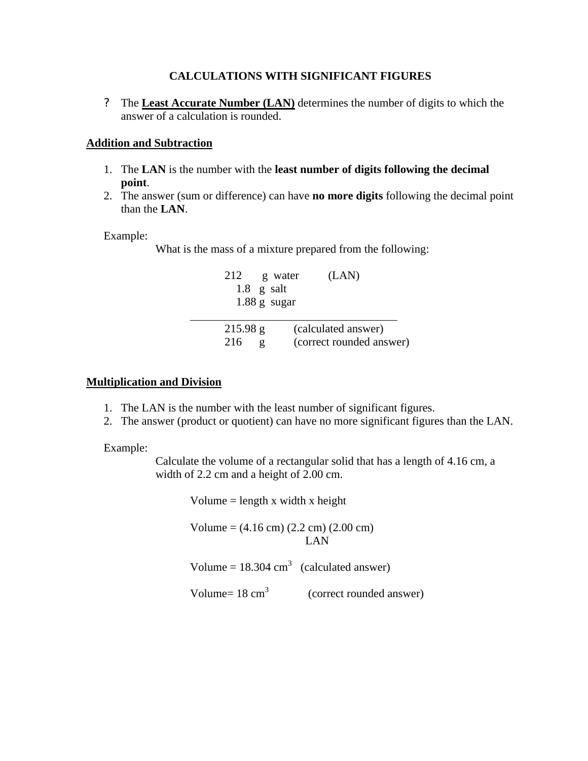# CALCULATIONS WITH SIGNIFICANT FIGURES

? The **Least Accurate Number (LAN)** determines the number of digits to which the answer of a calculation is rounded.

## Addition and Subtraction

1. The **LAN** is the number with the **least number of digits following the decimal point**.
2. The answer (sum or difference) can have **no more digits** following the decimal point than the **LAN**.

Example:

What is the mass of a mixture prepared from the following:

```
212      g  water      (LAN)
  1.8    g  salt
  1.88   g  sugar
________________________________
215.98 g      (calculated answer)
216    g      (correct rounded answer)
```

## Multiplication and Division

1. The LAN is the number with the least number of significant figures.
2. The answer (product or quotient) can have no more significant figures than the LAN.

Example:

Calculate the volume of a rectangular solid that has a length of 4.16 cm, a width of 2.2 cm and a height of 2.00 cm.

Volume = length x width x height

Volume = (4.16 cm) (2.2 cm) (2.00 cm)
LAN (2.2 cm)

Volume = 18.304 $cm^3$ (calculated answer)

Volume= 18 $cm^3$ (correct rounded answer)